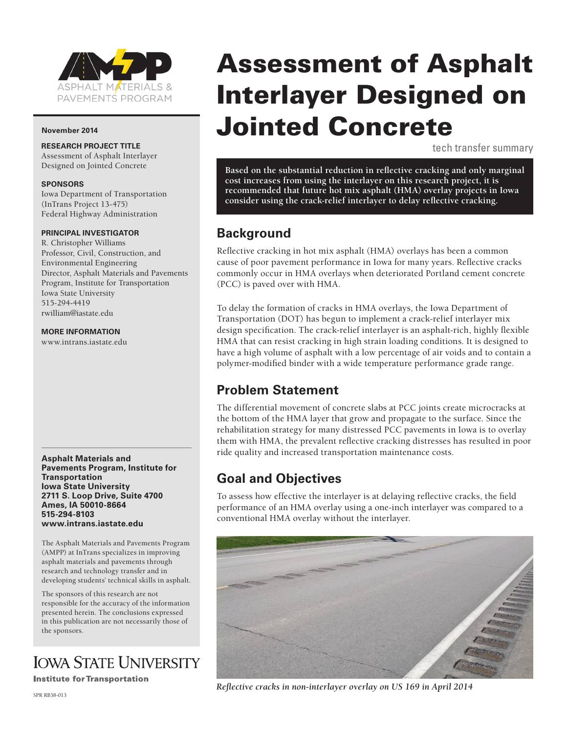# Assessment of Asphalt Interlayer Designed on Jointed Concrete

tech transfer summary

**November 2014**

**RESEARCH PROJECT TITLE**
Assessment of Asphalt Interlayer Designed on Jointed Concrete

**SPONSORS**
Iowa Department of Transportation (InTrans Project 13-475)
Federal Highway Administration

**PRINCIPAL INVESTIGATOR**
R. Christopher Williams
Professor, Civil, Construction, and Environmental Engineering
Director, Asphalt Materials and Pavements Program, Institute for Transportation
Iowa State University
515-294-4419
rwilliam@iastate.edu

**MORE INFORMATION**
www.intrans.iastate.edu

**Asphalt Materials and Pavements Program, Institute for Transportation**
**Iowa State University**
**2711 S. Loop Drive, Suite 4700**
**Ames, IA 50010-8664**
**515-294-8103**
**www.intrans.iastate.edu**

The Asphalt Materials and Pavements Program (AMPP) at InTrans specializes in improving asphalt materials and pavements through research and technology transfer and in developing students' technical skills in asphalt.

The sponsors of this research are not responsible for the accuracy of the information presented herein. The conclusions expressed in this publication are not necessarily those of the sponsors.

**Based on the substantial reduction in reflective cracking and only marginal cost increases from using the interlayer on this research project, it is recommended that future hot mix asphalt (HMA) overlay projects in Iowa consider using the crack-relief interlayer to delay reflective cracking.**

## Background

Reflective cracking in hot mix asphalt (HMA) overlays has been a common cause of poor pavement performance in Iowa for many years. Reflective cracks commonly occur in HMA overlays when deteriorated Portland cement concrete (PCC) is paved over with HMA.

To delay the formation of cracks in HMA overlays, the Iowa Department of Transportation (DOT) has begun to implement a crack-relief interlayer mix design specification. The crack-relief interlayer is an asphalt-rich, highly flexible HMA that can resist cracking in high strain loading conditions. It is designed to have a high volume of asphalt with a low percentage of air voids and to contain a polymer-modified binder with a wide temperature performance grade range.

## Problem Statement

The differential movement of concrete slabs at PCC joints create microcracks at the bottom of the HMA layer that grow and propagate to the surface. Since the rehabilitation strategy for many distressed PCC pavements in Iowa is to overlay them with HMA, the prevalent reflective cracking distresses has resulted in poor ride quality and increased transportation maintenance costs.

## Goal and Objectives

To assess how effective the interlayer is at delaying reflective cracks, the field performance of an HMA overlay using a one-inch interlayer was compared to a conventional HMA overlay without the interlayer.

*Reflective cracks in non-interlayer overlay on US 169 in April 2014*

SPR RB38-013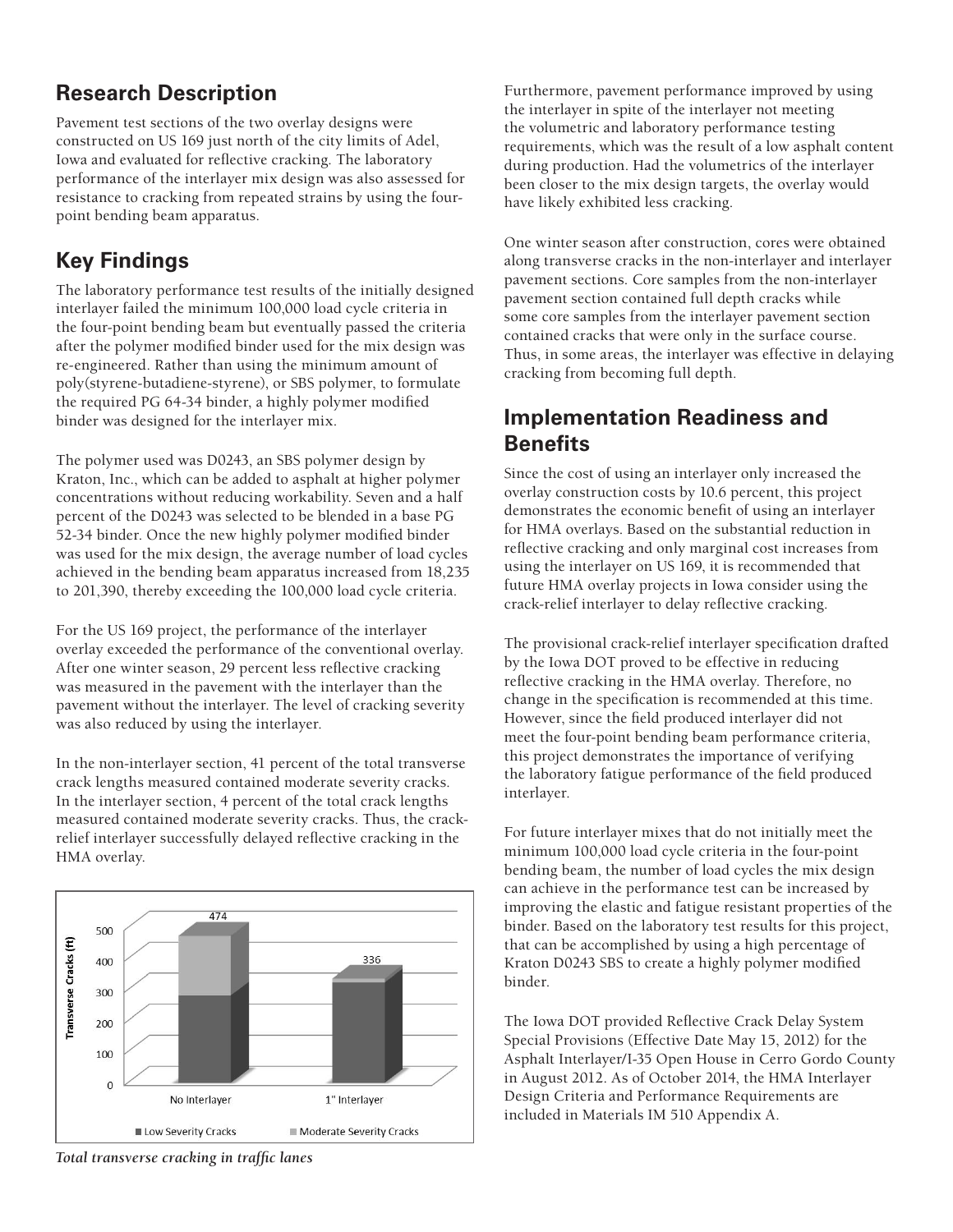## Research Description

Pavement test sections of the two overlay designs were constructed on US 169 just north of the city limits of Adel, Iowa and evaluated for reflective cracking. The laboratory performance of the interlayer mix design was also assessed for resistance to cracking from repeated strains by using the four-point bending beam apparatus.

## Key Findings

The laboratory performance test results of the initially designed interlayer failed the minimum 100,000 load cycle criteria in the four-point bending beam but eventually passed the criteria after the polymer modified binder used for the mix design was re-engineered. Rather than using the minimum amount of poly(styrene-butadiene-styrene), or SBS polymer, to formulate the required PG 64-34 binder, a highly polymer modified binder was designed for the interlayer mix.

The polymer used was D0243, an SBS polymer design by Kraton, Inc., which can be added to asphalt at higher polymer concentrations without reducing workability. Seven and a half percent of the D0243 was selected to be blended in a base PG 52-34 binder. Once the new highly polymer modified binder was used for the mix design, the average number of load cycles achieved in the bending beam apparatus increased from 18,235 to 201,390, thereby exceeding the 100,000 load cycle criteria.

For the US 169 project, the performance of the interlayer overlay exceeded the performance of the conventional overlay. After one winter season, 29 percent less reflective cracking was measured in the pavement with the interlayer than the pavement without the interlayer. The level of cracking severity was also reduced by using the interlayer.

In the non-interlayer section, 41 percent of the total transverse crack lengths measured contained moderate severity cracks. In the interlayer section, 4 percent of the total crack lengths measured contained moderate severity cracks. Thus, the crack-relief interlayer successfully delayed reflective cracking in the HMA overlay.

Transverse Cracks (ft)
0
100
200
300
400
500
474
336
No Interlayer
1" Interlayer
Low Severity Cracks
Moderate Severity Cracks

*Total transverse cracking in traffic lanes*

Furthermore, pavement performance improved by using the interlayer in spite of the interlayer not meeting the volumetric and laboratory performance testing requirements, which was the result of a low asphalt content during production. Had the volumetrics of the interlayer been closer to the mix design targets, the overlay would have likely exhibited less cracking.

One winter season after construction, cores were obtained along transverse cracks in the non-interlayer and interlayer pavement sections. Core samples from the non-interlayer pavement section contained full depth cracks while some core samples from the interlayer pavement section contained cracks that were only in the surface course. Thus, in some areas, the interlayer was effective in delaying cracking from becoming full depth.

## Implementation Readiness and Benefits

Since the cost of using an interlayer only increased the overlay construction costs by 10.6 percent, this project demonstrates the economic benefit of using an interlayer for HMA overlays. Based on the substantial reduction in reflective cracking and only marginal cost increases from using the interlayer on US 169, it is recommended that future HMA overlay projects in Iowa consider using the crack-relief interlayer to delay reflective cracking.

The provisional crack-relief interlayer specification drafted by the Iowa DOT proved to be effective in reducing reflective cracking in the HMA overlay. Therefore, no change in the specification is recommended at this time. However, since the field produced interlayer did not meet the four-point bending beam performance criteria, this project demonstrates the importance of verifying the laboratory fatigue performance of the field produced interlayer.

For future interlayer mixes that do not initially meet the minimum 100,000 load cycle criteria in the four-point bending beam, the number of load cycles the mix design can achieve in the performance test can be increased by improving the elastic and fatigue resistant properties of the binder. Based on the laboratory test results for this project, that can be accomplished by using a high percentage of Kraton D0243 SBS to create a highly polymer modified binder.

The Iowa DOT provided Reflective Crack Delay System Special Provisions (Effective Date May 15, 2012) for the Asphalt Interlayer/I-35 Open House in Cerro Gordo County in August 2012. As of October 2014, the HMA Interlayer Design Criteria and Performance Requirements are included in Materials IM 510 Appendix A.